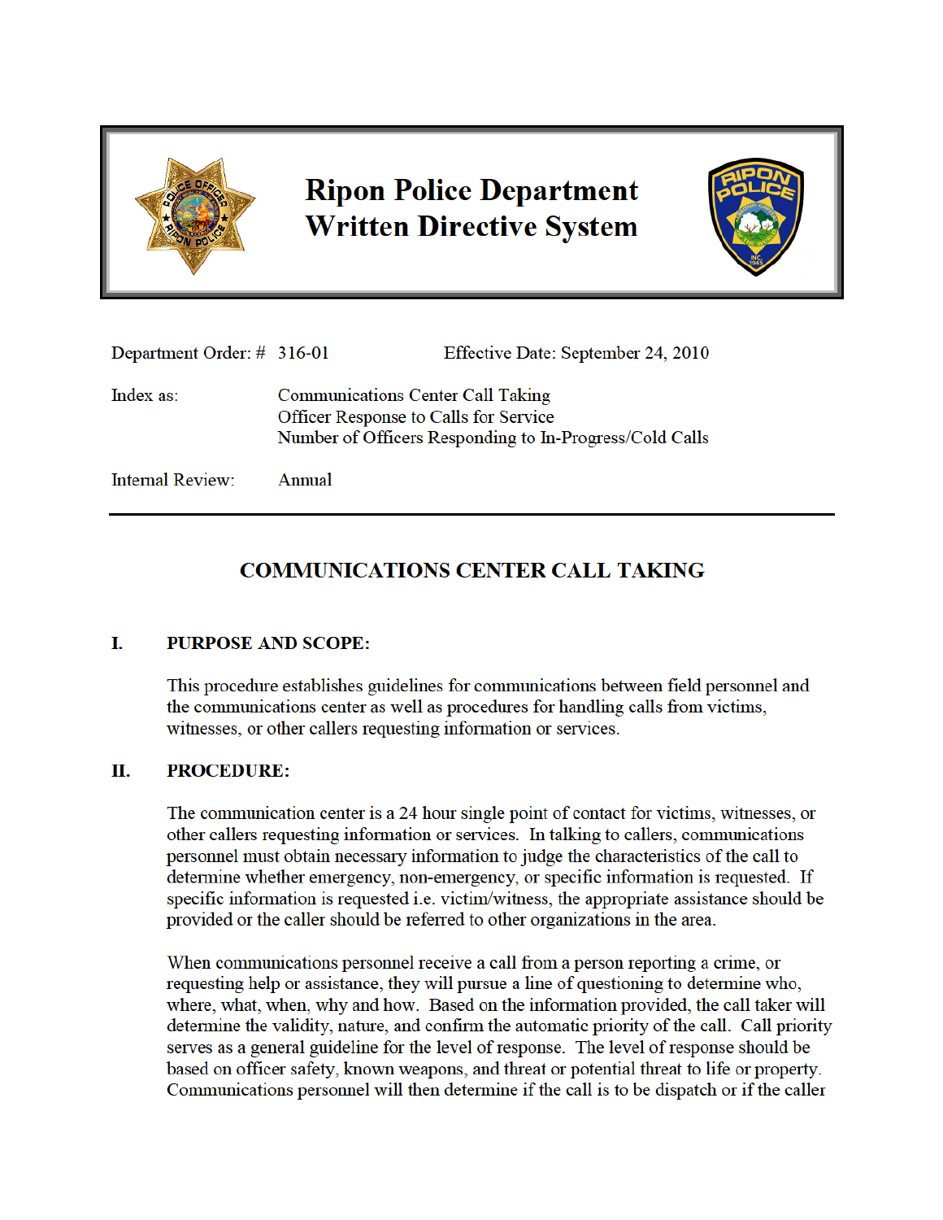# Ripon Police Department Written Directive System

| | | |
|---|---|---|
| Department Order: # | 316-01 | Effective Date: September 24, 2010 |
| Index as: | Communications Center Call Taking<br>Officer Response to Calls for Service<br>Number of Officers Responding to In-Progress/Cold Calls | |
| Internal Review: | Annual | |

---

## COMMUNICATIONS CENTER CALL TAKING

### I. PURPOSE AND SCOPE:

This procedure establishes guidelines for communications between field personnel and the communications center as well as procedures for handling calls from victims, witnesses, or other callers requesting information or services.

### II. PROCEDURE:

The communication center is a 24 hour single point of contact for victims, witnesses, or other callers requesting information or services. In talking to callers, communications personnel must obtain necessary information to judge the characteristics of the call to determine whether emergency, non-emergency, or specific information is requested. If specific information is requested i.e. victim/witness, the appropriate assistance should be provided or the caller should be referred to other organizations in the area.

When communications personnel receive a call from a person reporting a crime, or requesting help or assistance, they will pursue a line of questioning to determine who, where, what, when, why and how. Based on the information provided, the call taker will determine the validity, nature, and confirm the automatic priority of the call. Call priority serves as a general guideline for the level of response. The level of response should be based on officer safety, known weapons, and threat or potential threat to life or property. Communications personnel will then determine if the call is to be dispatch or if the caller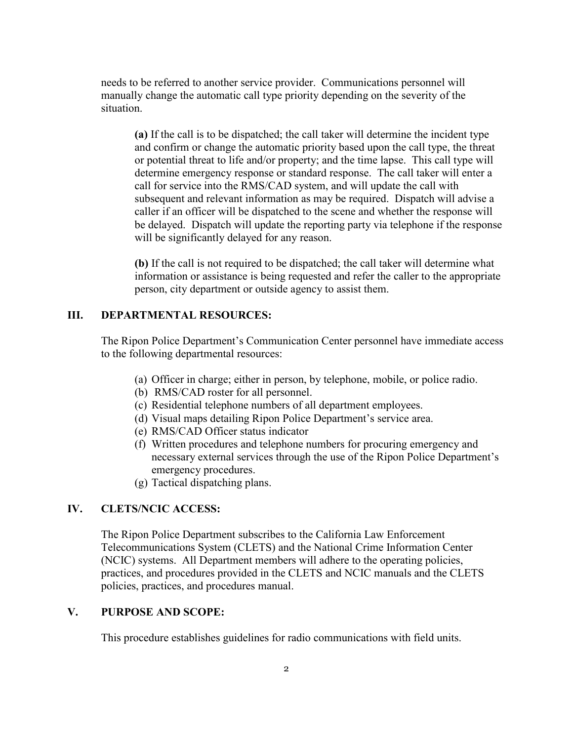needs to be referred to another service provider. Communications personnel will manually change the automatic call type priority depending on the severity of the situation.

**(a)** If the call is to be dispatched; the call taker will determine the incident type and confirm or change the automatic priority based upon the call type, the threat or potential threat to life and/or property; and the time lapse. This call type will determine emergency response or standard response. The call taker will enter a call for service into the RMS/CAD system, and will update the call with subsequent and relevant information as may be required. Dispatch will advise a caller if an officer will be dispatched to the scene and whether the response will be delayed. Dispatch will update the reporting party via telephone if the response will be significantly delayed for any reason.

**(b)** If the call is not required to be dispatched; the call taker will determine what information or assistance is being requested and refer the caller to the appropriate person, city department or outside agency to assist them.

## III. DEPARTMENTAL RESOURCES:

The Ripon Police Department's Communication Center personnel have immediate access to the following departmental resources:

(a) Officer in charge; either in person, by telephone, mobile, or police radio.
(b) RMS/CAD roster for all personnel.
(c) Residential telephone numbers of all department employees.
(d) Visual maps detailing Ripon Police Department's service area.
(e) RMS/CAD Officer status indicator
(f) Written procedures and telephone numbers for procuring emergency and necessary external services through the use of the Ripon Police Department's emergency procedures.
(g) Tactical dispatching plans.

## IV. CLETS/NCIC ACCESS:

The Ripon Police Department subscribes to the California Law Enforcement Telecommunications System (CLETS) and the National Crime Information Center (NCIC) systems. All Department members will adhere to the operating policies, practices, and procedures provided in the CLETS and NCIC manuals and the CLETS policies, practices, and procedures manual.

## V. PURPOSE AND SCOPE:

This procedure establishes guidelines for radio communications with field units.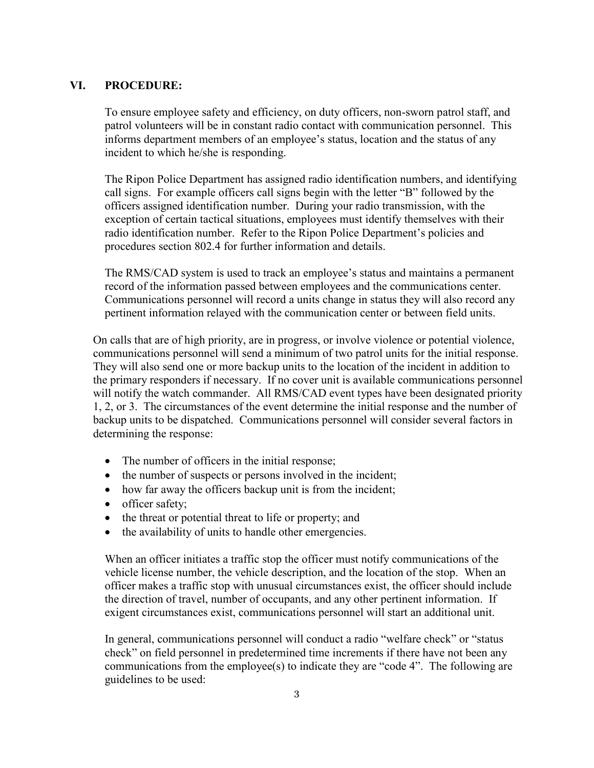## VI. PROCEDURE:

To ensure employee safety and efficiency, on duty officers, non-sworn patrol staff, and patrol volunteers will be in constant radio contact with communication personnel. This informs department members of an employee's status, location and the status of any incident to which he/she is responding.

The Ripon Police Department has assigned radio identification numbers, and identifying call signs. For example officers call signs begin with the letter "B" followed by the officers assigned identification number. During your radio transmission, with the exception of certain tactical situations, employees must identify themselves with their radio identification number. Refer to the Ripon Police Department's policies and procedures section 802.4 for further information and details.

The RMS/CAD system is used to track an employee's status and maintains a permanent record of the information passed between employees and the communications center. Communications personnel will record a units change in status they will also record any pertinent information relayed with the communication center or between field units.

On calls that are of high priority, are in progress, or involve violence or potential violence, communications personnel will send a minimum of two patrol units for the initial response. They will also send one or more backup units to the location of the incident in addition to the primary responders if necessary. If no cover unit is available communications personnel will notify the watch commander. All RMS/CAD event types have been designated priority 1, 2, or 3. The circumstances of the event determine the initial response and the number of backup units to be dispatched. Communications personnel will consider several factors in determining the response:

- The number of officers in the initial response;
- the number of suspects or persons involved in the incident;
- how far away the officers backup unit is from the incident;
- officer safety;
- the threat or potential threat to life or property; and
- the availability of units to handle other emergencies.

When an officer initiates a traffic stop the officer must notify communications of the vehicle license number, the vehicle description, and the location of the stop. When an officer makes a traffic stop with unusual circumstances exist, the officer should include the direction of travel, number of occupants, and any other pertinent information. If exigent circumstances exist, communications personnel will start an additional unit.

In general, communications personnel will conduct a radio "welfare check" or "status check" on field personnel in predetermined time increments if there have not been any communications from the employee(s) to indicate they are "code 4". The following are guidelines to be used: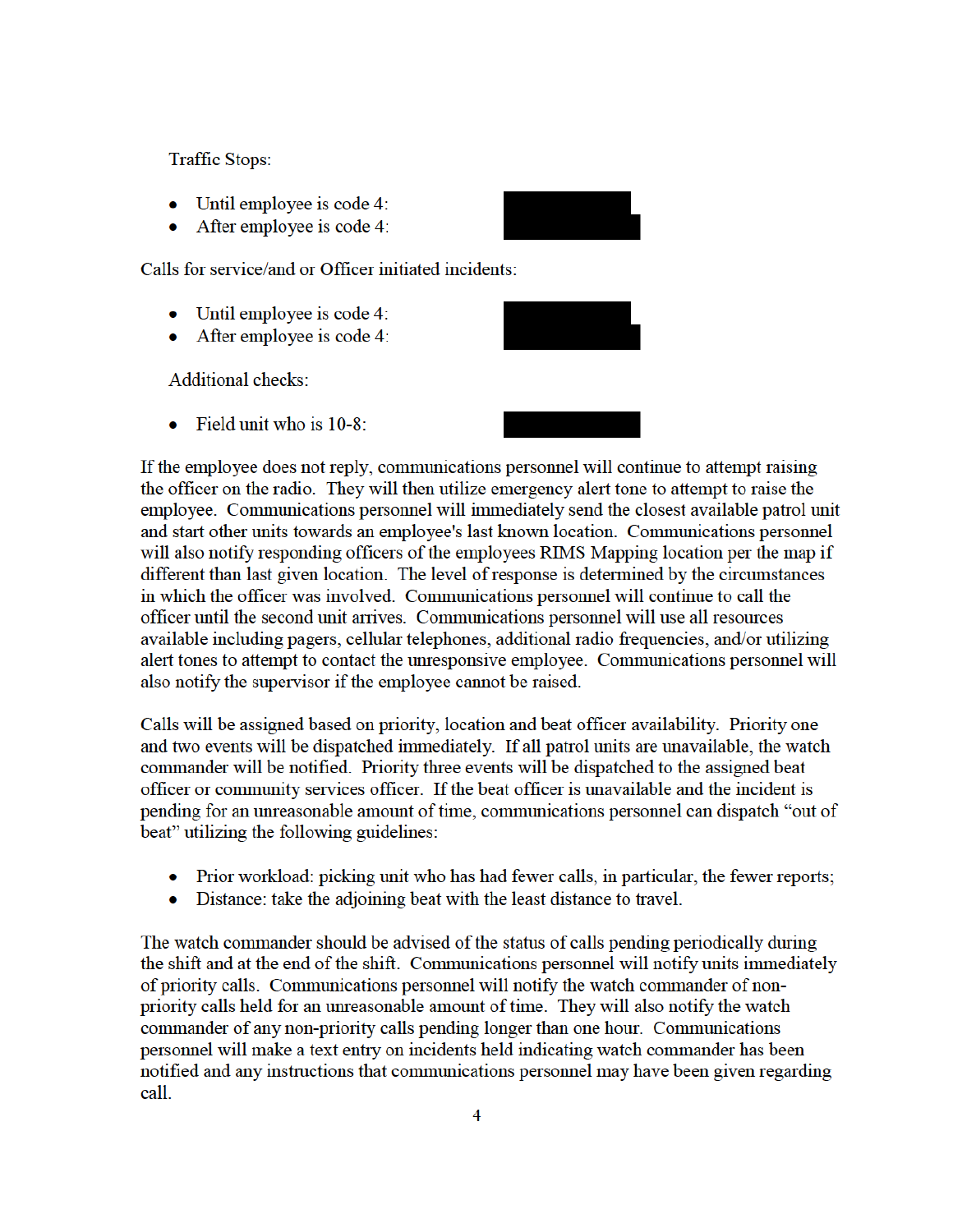Traffic Stops:

- Until employee is code 4:
- After employee is code 4:

Calls for service/and or Officer initiated incidents:

- Until employee is code 4:
- After employee is code 4:

Additional checks:

- Field unit who is 10-8:

If the employee does not reply, communications personnel will continue to attempt raising the officer on the radio. They will then utilize emergency alert tone to attempt to raise the employee. Communications personnel will immediately send the closest available patrol unit and start other units towards an employee's last known location. Communications personnel will also notify responding officers of the employees RIMS Mapping location per the map if different than last given location. The level of response is determined by the circumstances in which the officer was involved. Communications personnel will continue to call the officer until the second unit arrives. Communications personnel will use all resources available including pagers, cellular telephones, additional radio frequencies, and/or utilizing alert tones to attempt to contact the unresponsive employee. Communications personnel will also notify the supervisor if the employee cannot be raised.

Calls will be assigned based on priority, location and beat officer availability. Priority one and two events will be dispatched immediately. If all patrol units are unavailable, the watch commander will be notified. Priority three events will be dispatched to the assigned beat officer or community services officer. If the beat officer is unavailable and the incident is pending for an unreasonable amount of time, communications personnel can dispatch "out of beat" utilizing the following guidelines:

- Prior workload: picking unit who has had fewer calls, in particular, the fewer reports;
- Distance: take the adjoining beat with the least distance to travel.

The watch commander should be advised of the status of calls pending periodically during the shift and at the end of the shift. Communications personnel will notify units immediately of priority calls. Communications personnel will notify the watch commander of non-priority calls held for an unreasonable amount of time. They will also notify the watch commander of any non-priority calls pending longer than one hour. Communications personnel will make a text entry on incidents held indicating watch commander has been notified and any instructions that communications personnel may have been given regarding call.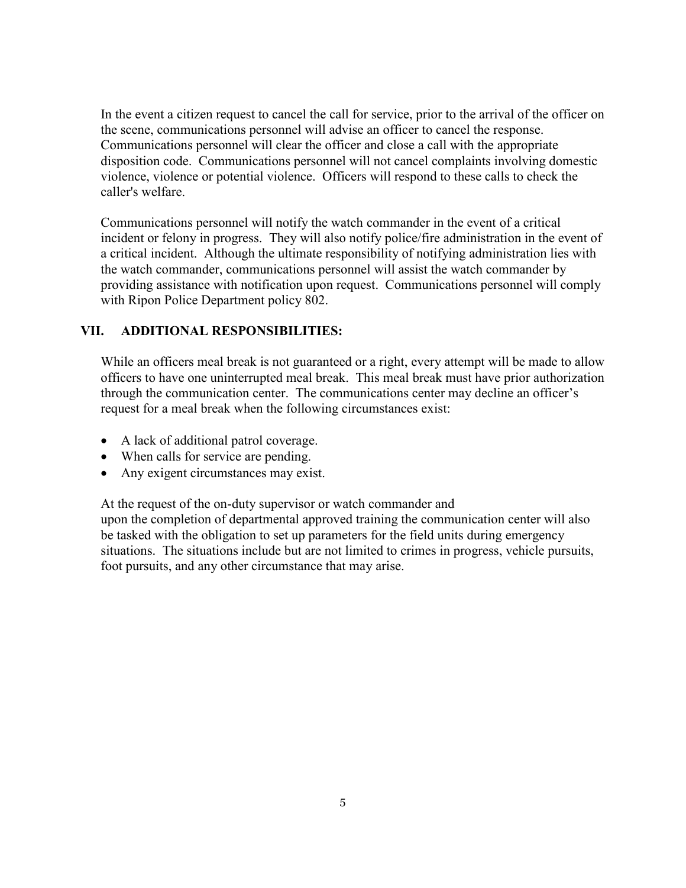In the event a citizen request to cancel the call for service, prior to the arrival of the officer on the scene, communications personnel will advise an officer to cancel the response. Communications personnel will clear the officer and close a call with the appropriate disposition code. Communications personnel will not cancel complaints involving domestic violence, violence or potential violence. Officers will respond to these calls to check the caller's welfare.

Communications personnel will notify the watch commander in the event of a critical incident or felony in progress. They will also notify police/fire administration in the event of a critical incident. Although the ultimate responsibility of notifying administration lies with the watch commander, communications personnel will assist the watch commander by providing assistance with notification upon request. Communications personnel will comply with Ripon Police Department policy 802.

## VII. ADDITIONAL RESPONSIBILITIES:

While an officers meal break is not guaranteed or a right, every attempt will be made to allow officers to have one uninterrupted meal break. This meal break must have prior authorization through the communication center. The communications center may decline an officer's request for a meal break when the following circumstances exist:

- A lack of additional patrol coverage.
- When calls for service are pending.
- Any exigent circumstances may exist.

At the request of the on-duty supervisor or watch commander and upon the completion of departmental approved training the communication center will also be tasked with the obligation to set up parameters for the field units during emergency situations. The situations include but are not limited to crimes in progress, vehicle pursuits, foot pursuits, and any other circumstance that may arise.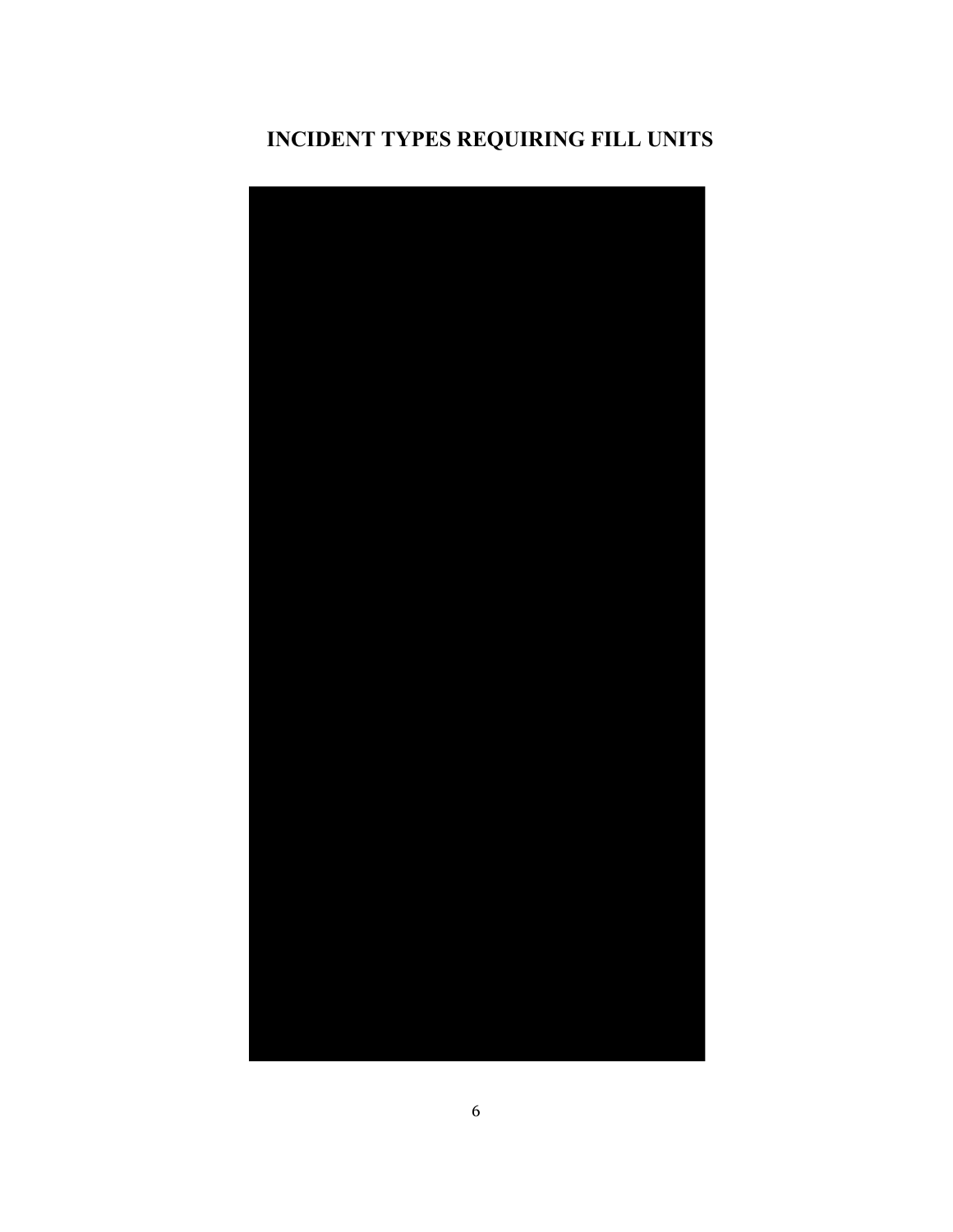# INCIDENT TYPES REQUIRING FILL UNITS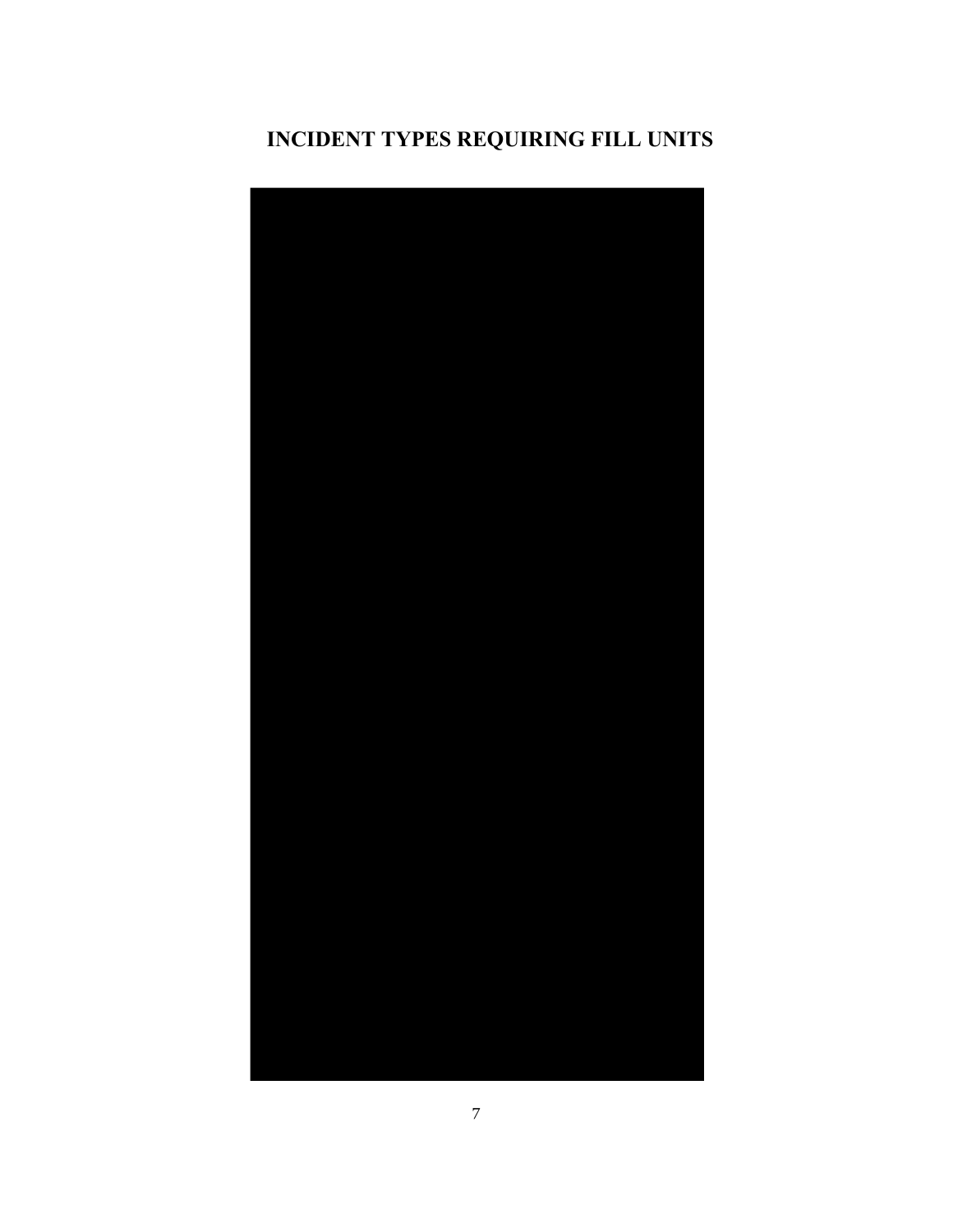# INCIDENT TYPES REQUIRING FILL UNITS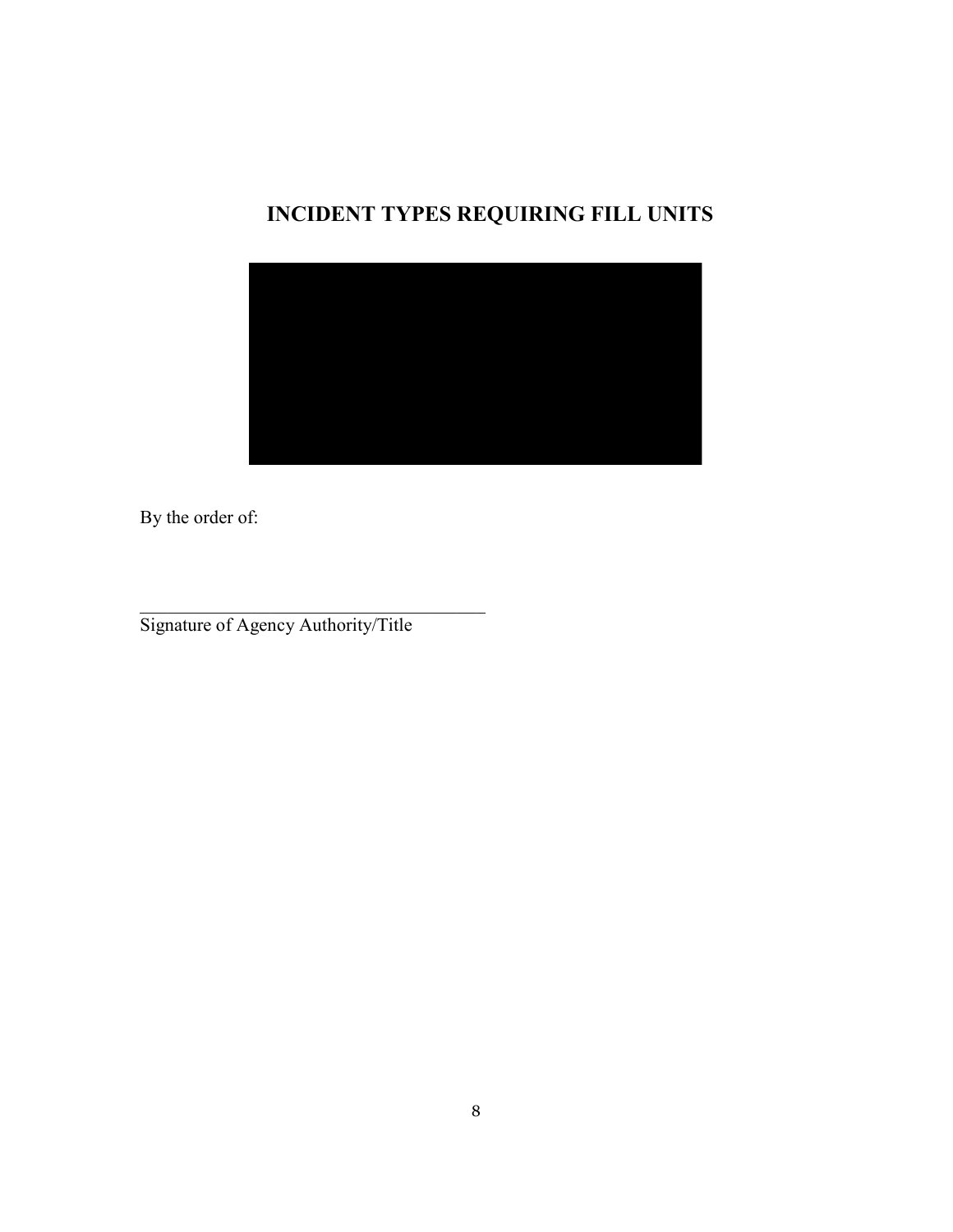## INCIDENT TYPES REQUIRING FILL UNITS

By the order of:

\_\_\_\_\_\_\_\_\_\_\_\_\_\_\_\_\_\_\_\_\_\_\_\_\_\_\_\_\_\_\_\_\_\_\_\_\_\_

Signature of Agency Authority/Title